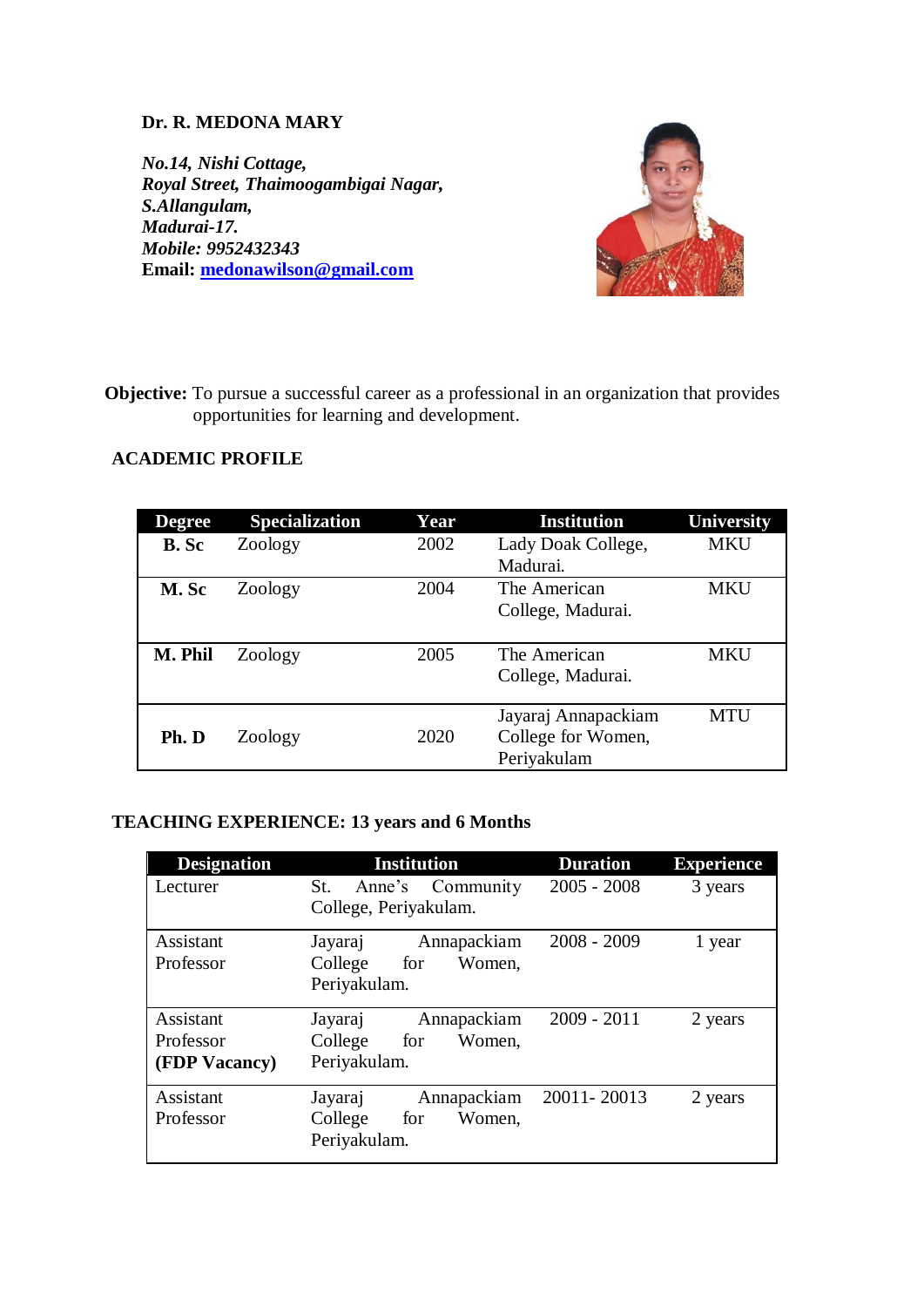**Dr. R. MEDONA MARY**

***No.14, Nishi Cottage,***
***Royal Street, Thaimoogambigai Nagar,***
***S.Allangulam,***
***Madurai-17.***
***Mobile: 9952432343***
**Email: medonawilson@gmail.com**

**Objective:** To pursue a successful career as a professional in an organization that provides opportunities for learning and development.

## ACADEMIC PROFILE

| Degree | Specialization | Year | Institution | University |
|---|---|---|---|---|
| **B. Sc** | Zoology | 2002 | Lady Doak College, Madurai. | MKU |
| **M. Sc** | Zoology | 2004 | The American College, Madurai. | MKU |
| **M. Phil** | Zoology | 2005 | The American College, Madurai. | MKU |
| **Ph. D** | Zoology | 2020 | Jayaraj Annapackiam College for Women, Periyakulam | MTU |

## TEACHING EXPERIENCE: 13 years and 6 Months

| Designation | Institution | Duration | Experience |
|---|---|---|---|
| Lecturer | St. Anne's Community College, Periyakulam. | 2005 - 2008 | 3 years |
| Assistant Professor | Jayaraj Annapackiam College for Women, Periyakulam. | 2008 - 2009 | 1 year |
| Assistant Professor **(FDP Vacancy)** | Jayaraj Annapackiam College for Women, Periyakulam. | 2009 - 2011 | 2 years |
| Assistant Professor | Jayaraj Annapackiam College for Women, Periyakulam. | 20011- 20013 | 2 years |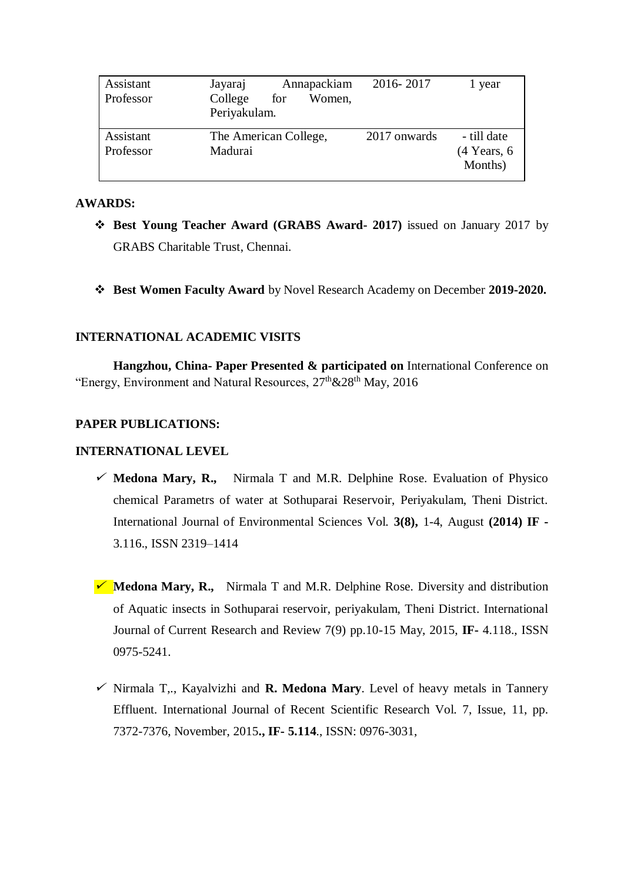| Assistant Professor | Jayaraj Annapackiam College for Women, Periyakulam. | 2016- 2017 | 1 year |
|---|---|---|---|
| Assistant Professor | The American College, Madurai | 2017 onwards | - till date (4 Years, 6 Months) |

**AWARDS:**

- ❖ **Best Young Teacher Award (GRABS Award- 2017)** issued on January 2017 by GRABS Charitable Trust, Chennai.

- ❖ **Best Women Faculty Award** by Novel Research Academy on December **2019-2020.**

**INTERNATIONAL ACADEMIC VISITS**

**Hangzhou, China- Paper Presented & participated on** International Conference on "Energy, Environment and Natural Resources, 27th&28th May, 2016

**PAPER PUBLICATIONS:**

**INTERNATIONAL LEVEL**

- ✓ **Medona Mary, R.,** Nirmala T and M.R. Delphine Rose. Evaluation of Physico chemical Parametrs of water at Sothuparai Reservoir, Periyakulam, Theni District. International Journal of Environmental Sciences Vol. **3(8),** 1-4, August **(2014) IF -** 3.116., ISSN 2319–1414

- ✓ **Medona Mary, R.,** Nirmala T and M.R. Delphine Rose. Diversity and distribution of Aquatic insects in Sothuparai reservoir, periyakulam, Theni District. International Journal of Current Research and Review 7(9) pp.10-15 May, 2015, **IF-** 4.118., ISSN 0975-5241.

- ✓ Nirmala T,., Kayalvizhi and **R. Medona Mary**. Level of heavy metals in Tannery Effluent. International Journal of Recent Scientific Research Vol. 7, Issue, 11, pp. 7372-7376, November, 2015**., IF- 5.114**., ISSN: 0976-3031,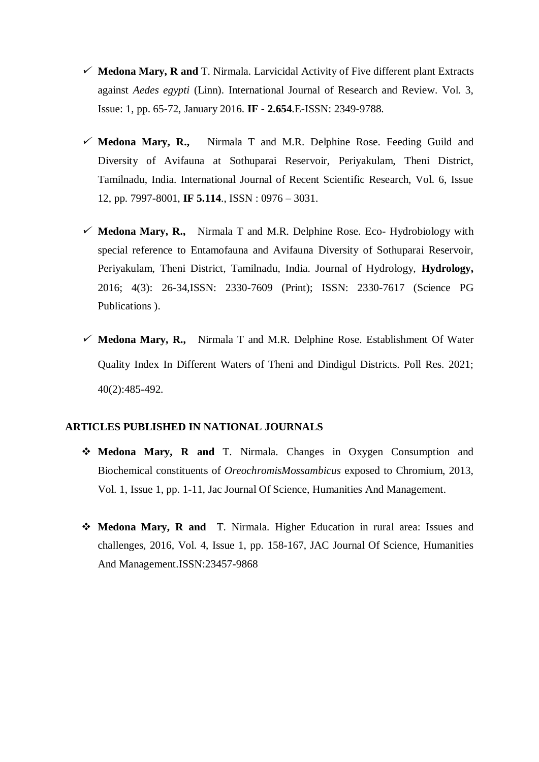- ✓ **Medona Mary, R and** T. Nirmala. Larvicidal Activity of Five different plant Extracts against *Aedes egypti* (Linn). International Journal of Research and Review. Vol. 3, Issue: 1, pp. 65-72, January 2016. **IF - 2.654**.E-ISSN: 2349-9788.

- ✓ **Medona Mary, R.,** Nirmala T and M.R. Delphine Rose. Feeding Guild and Diversity of Avifauna at Sothuparai Reservoir, Periyakulam, Theni District, Tamilnadu, India. International Journal of Recent Scientific Research, Vol. 6, Issue 12, pp. 7997-8001, **IF 5.114**., ISSN : 0976 – 3031.

- ✓ **Medona Mary, R.,** Nirmala T and M.R. Delphine Rose. Eco- Hydrobiology with special reference to Entamofauna and Avifauna Diversity of Sothuparai Reservoir, Periyakulam, Theni District, Tamilnadu, India. Journal of Hydrology, **Hydrology,** 2016; 4(3): 26-34,ISSN: 2330-7609 (Print); ISSN: 2330-7617 (Science PG Publications ).

- ✓ **Medona Mary, R.,** Nirmala T and M.R. Delphine Rose. Establishment Of Water Quality Index In Different Waters of Theni and Dindigul Districts. Poll Res. 2021; 40(2):485-492.

**ARTICLES PUBLISHED IN NATIONAL JOURNALS**

- ❖ **Medona Mary, R and** T. Nirmala. Changes in Oxygen Consumption and Biochemical constituents of *OreochromisMossambicus* exposed to Chromium, 2013, Vol. 1, Issue 1, pp. 1-11, Jac Journal Of Science, Humanities And Management.

- ❖ **Medona Mary, R and** T. Nirmala. Higher Education in rural area: Issues and challenges, 2016, Vol. 4, Issue 1, pp. 158-167, JAC Journal Of Science, Humanities And Management.ISSN:23457-9868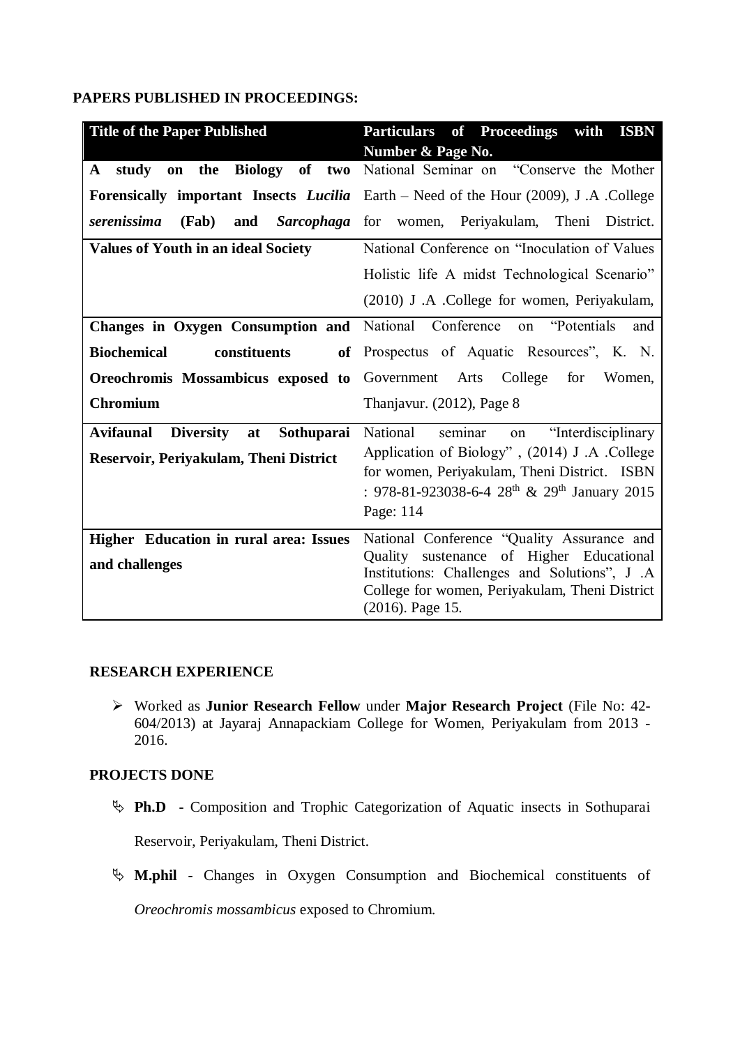**PAPERS PUBLISHED IN PROCEEDINGS:**

| Title of the Paper Published | Particulars of Proceedings with ISBN Number & Page No. |
|---|---|
| **A study on the Biology of two Forensically important Insects *Lucilia serenissima* (Fab) and *Sarcophaga*** | National Seminar on "Conserve the Mother Earth – Need of the Hour (2009), J .A .College for women, Periyakulam, Theni District. |
| **Values of Youth in an ideal Society** | National Conference on "Inoculation of Values Holistic life A midst Technological Scenario" (2010) J .A .College for women, Periyakulam, |
| **Changes in Oxygen Consumption and Biochemical constituents of Oreochromis Mossambicus exposed to Chromium** | National Conference on "Potentials and Prospectus of Aquatic Resources", K. N. Government Arts College for Women, Thanjavur. (2012), Page 8 |
| **Avifaunal Diversity at Sothuparai Reservoir, Periyakulam, Theni District** | National seminar on "Interdisciplinary Application of Biology" , (2014) J .A .College for women, Periyakulam, Theni District. ISBN : 978-81-923038-6-4 28th & 29th January 2015 Page: 114 |
| **Higher Education in rural area: Issues and challenges** | National Conference "Quality Assurance and Quality sustenance of Higher Educational Institutions: Challenges and Solutions", J .A College for women, Periyakulam, Theni District (2016). Page 15. |

**RESEARCH EXPERIENCE**

- Worked as **Junior Research Fellow** under **Major Research Project** (File No: 42-604/2013) at Jayaraj Annapackiam College for Women, Periyakulam from 2013 - 2016.

**PROJECTS DONE**

- **Ph.D** - Composition and Trophic Categorization of Aquatic insects in Sothuparai Reservoir, Periyakulam, Theni District.
- **M.phil** - Changes in Oxygen Consumption and Biochemical constituents of *Oreochromis mossambicus* exposed to Chromium.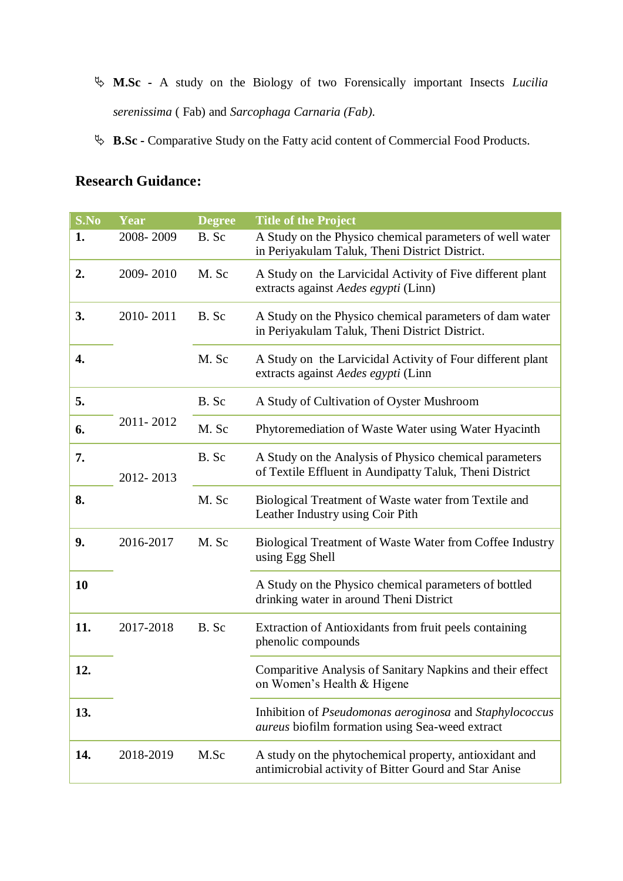- **M.Sc** - A study on the Biology of two Forensically important Insects *Lucilia serenissima* ( Fab) and *Sarcophaga Carnaria (Fab).*
- **B.Sc -** Comparative Study on the Fatty acid content of Commercial Food Products.

### Research Guidance:

| S.No | Year | Degree | Title of the Project |
|---|---|---|---|
| **1.** | 2008- 2009 | B. Sc | A Study on the Physico chemical parameters of well water in Periyakulam Taluk, Theni District District. |
| **2.** | 2009- 2010 | M. Sc | A Study on the Larvicidal Activity of Five different plant extracts against *Aedes egypti* (Linn) |
| **3.** | 2010- 2011 | B. Sc | A Study on the Physico chemical parameters of dam water in Periyakulam Taluk, Theni District District. |
| **4.** | | M. Sc | A Study on the Larvicidal Activity of Four different plant extracts against *Aedes egypti* (Linn |
| **5.** | 2011- 2012 | B. Sc | A Study of Cultivation of Oyster Mushroom |
| **6.** | | M. Sc | Phytoremediation of Waste Water using Water Hyacinth |
| **7.** | 2012- 2013 | B. Sc | A Study on the Analysis of Physico chemical parameters of Textile Effluent in Aundipatty Taluk, Theni District |
| **8.** | | M. Sc | Biological Treatment of Waste water from Textile and Leather Industry using Coir Pith |
| **9.** | 2016-2017 | M. Sc | Biological Treatment of Waste Water from Coffee Industry using Egg Shell |
| **10** | | | A Study on the Physico chemical parameters of bottled drinking water in around Theni District |
| **11.** | 2017-2018 | B. Sc | Extraction of Antioxidants from fruit peels containing phenolic compounds |
| **12.** | | | Comparitive Analysis of Sanitary Napkins and their effect on Women's Health & Higene |
| **13.** | | | Inhibition of *Pseudomonas aeroginosa* and *Staphylococcus aureus* biofilm formation using Sea-weed extract |
| **14.** | 2018-2019 | M.Sc | A study on the phytochemical property, antioxidant and antimicrobial activity of Bitter Gourd and Star Anise |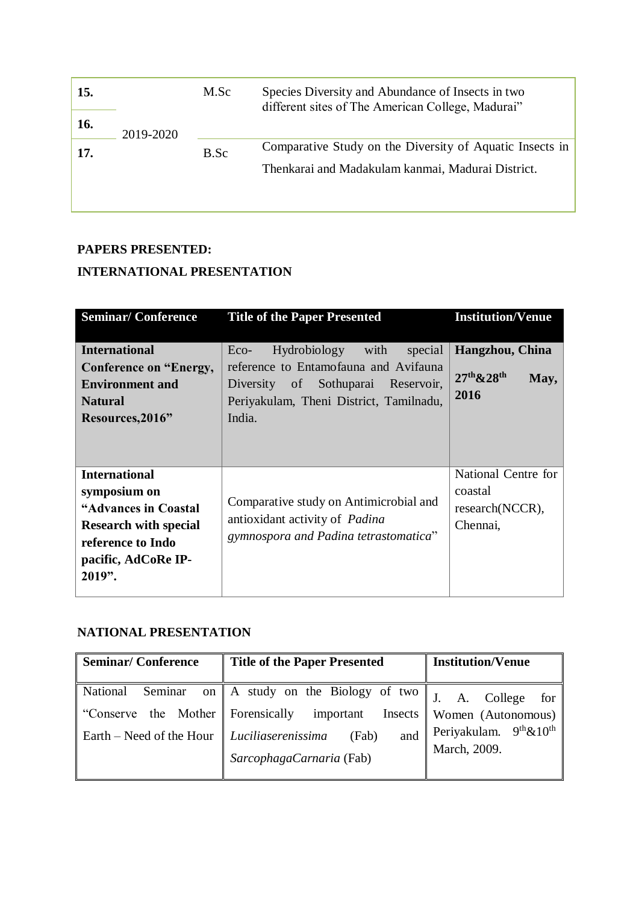| 15. | 2019-2020 | M.Sc | Species Diversity and Abundance of Insects in two different sites of The American College, Madurai" |
|---|---|---|---|
| 16. | | | |
| 17. | | B.Sc | Comparative Study on the Diversity of Aquatic Insects in Thenkarai and Madakulam kanmai, Madurai District. |

**PAPERS PRESENTED:**

**INTERNATIONAL PRESENTATION**

| Seminar/ Conference | Title of the Paper Presented | Institution/Venue |
|---|---|---|
| **International Conference on "Energy, Environment and Natural Resources,2016"** | Eco- Hydrobiology with special reference to Entamofauna and Avifauna Diversity of Sothuparai Reservoir, Periyakulam, Theni District, Tamilnadu, India. | **Hangzhou, China 27th&28th May, 2016** |
| **International symposium on "Advances in Coastal Research with special reference to Indo pacific, AdCoRe IP-2019".** | Comparative study on Antimicrobial and antioxidant activity of *Padina gymnospora and Padina tetrastomatica*" | National Centre for coastal research(NCCR), Chennai, |

**NATIONAL PRESENTATION**

| Seminar/ Conference | Title of the Paper Presented | Institution/Venue |
|---|---|---|
| National Seminar on "Conserve the Mother Earth – Need of the Hour | A study on the Biology of two Forensically important Insects *Luciliaserenissima* (Fab) and *SarcophagaCarnaria* (Fab) | J. A. College for Women (Autonomous) Periyakulam. 9th&10th March, 2009. |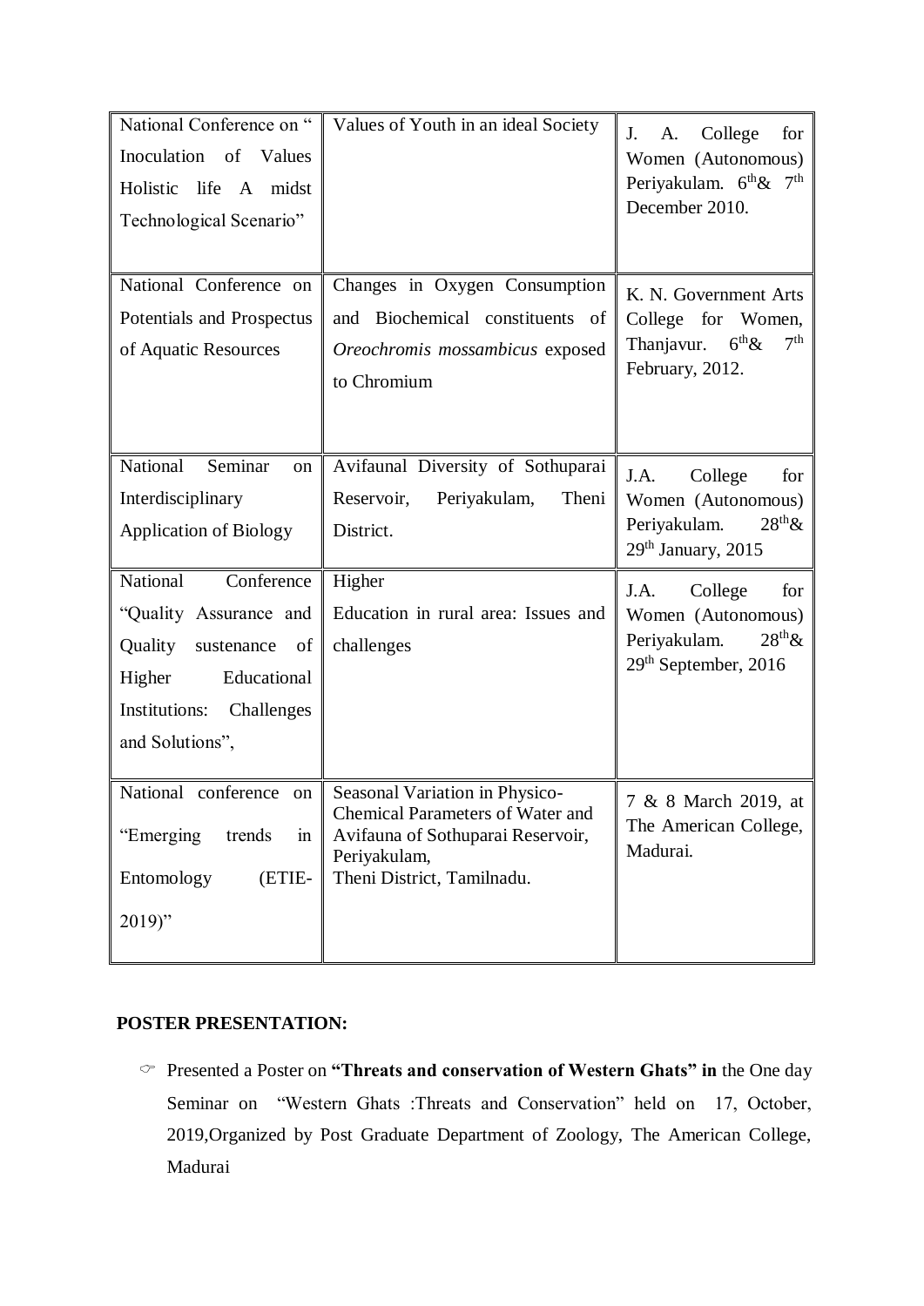| National Conference on " Inoculation of Values Holistic life A midst Technological Scenario" | Values of Youth in an ideal Society | J. A. College for Women (Autonomous) Periyakulam. 6th& 7th December 2010. |
|---|---|---|
| National Conference on Potentials and Prospectus of Aquatic Resources | Changes in Oxygen Consumption and Biochemical constituents of *Oreochromis mossambicus* exposed to Chromium | K. N. Government Arts College for Women, Thanjavur. 6th& 7th February, 2012. |
| National Seminar on Interdisciplinary Application of Biology | Avifaunal Diversity of Sothuparai Reservoir, Periyakulam, Theni District. | J.A. College for Women (Autonomous) Periyakulam. 28th& 29th January, 2015 |
| National Conference "Quality Assurance and Quality sustenance of Higher Educational Institutions: Challenges and Solutions", | Higher Education in rural area: Issues and challenges | J.A. College for Women (Autonomous) Periyakulam. 28th& 29th September, 2016 |
| National conference on "Emerging trends in Entomology (ETIE-2019)" | Seasonal Variation in Physico-Chemical Parameters of Water and Avifauna of Sothuparai Reservoir, Periyakulam, Theni District, Tamilnadu. | 7 & 8 March 2019, at The American College, Madurai. |

**POSTER PRESENTATION:**

- Presented a Poster on **"Threats and conservation of Western Ghats" in** the One day Seminar on "Western Ghats :Threats and Conservation" held on 17, October, 2019,Organized by Post Graduate Department of Zoology, The American College, Madurai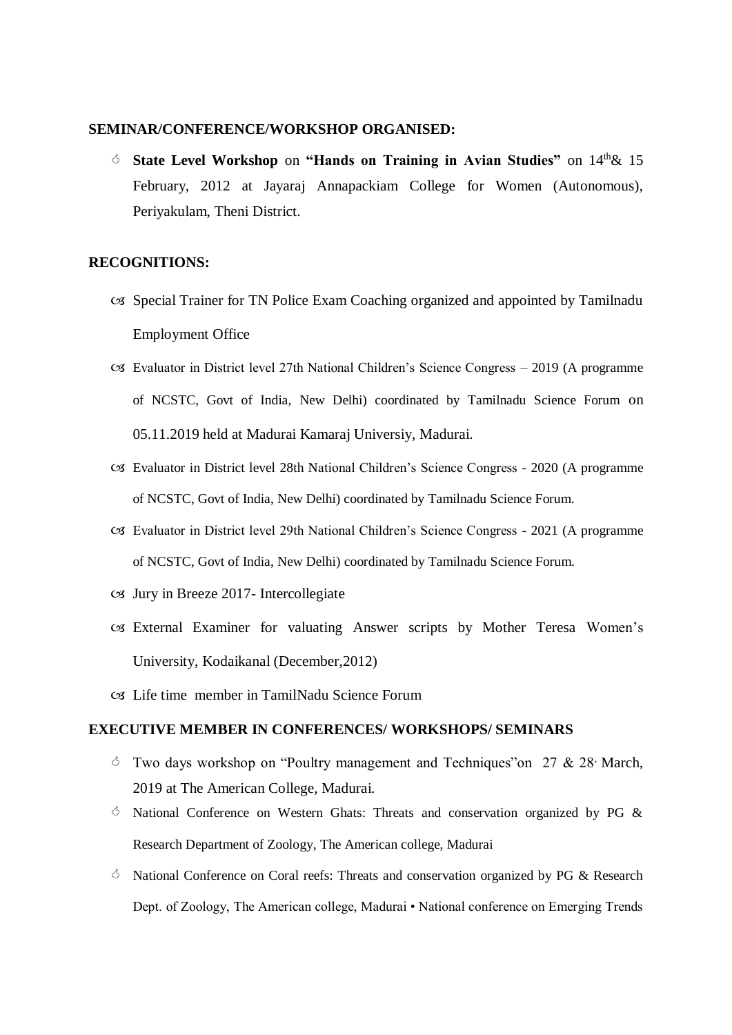**SEMINAR/CONFERENCE/WORKSHOP ORGANISED:**

- **State Level Workshop** on **"Hands on Training in Avian Studies"** on 14th & 15 February, 2012 at Jayaraj Annapackiam College for Women (Autonomous), Periyakulam, Theni District.

**RECOGNITIONS:**

- Special Trainer for TN Police Exam Coaching organized and appointed by Tamilnadu Employment Office
- Evaluator in District level 27th National Children's Science Congress – 2019 (A programme of NCSTC, Govt of India, New Delhi) coordinated by Tamilnadu Science Forum on 05.11.2019 held at Madurai Kamaraj Universiy, Madurai.
- Evaluator in District level 28th National Children's Science Congress - 2020 (A programme of NCSTC, Govt of India, New Delhi) coordinated by Tamilnadu Science Forum.
- Evaluator in District level 29th National Children's Science Congress - 2021 (A programme of NCSTC, Govt of India, New Delhi) coordinated by Tamilnadu Science Forum.
- Jury in Breeze 2017- Intercollegiate
- External Examiner for valuating Answer scripts by Mother Teresa Women's University, Kodaikanal (December,2012)
- Life time member in TamilNadu Science Forum

**EXECUTIVE MEMBER IN CONFERENCES/ WORKSHOPS/ SEMINARS**

- Two days workshop on "Poultry management and Techniques"on 27 & 28, March, 2019 at The American College, Madurai.
- National Conference on Western Ghats: Threats and conservation organized by PG & Research Department of Zoology, The American college, Madurai
- National Conference on Coral reefs: Threats and conservation organized by PG & Research Dept. of Zoology, The American college, Madurai • National conference on Emerging Trends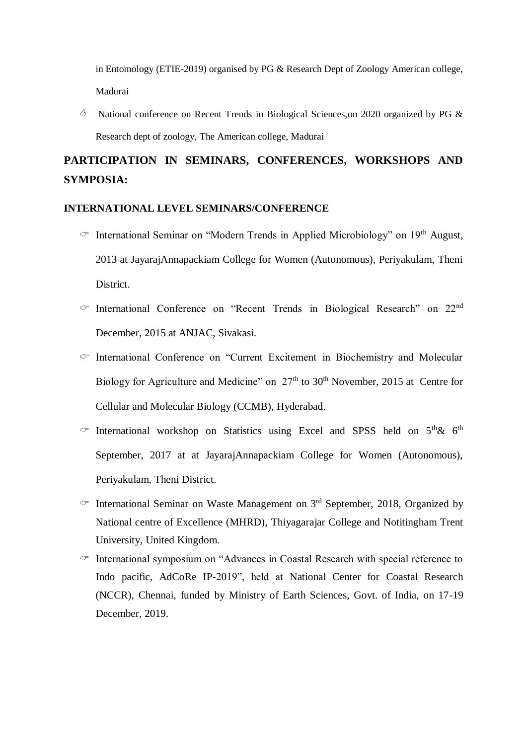in Entomology (ETIE-2019) organised by PG & Research Dept of Zoology American college, Madurai

- National conference on Recent Trends in Biological Sciences,on 2020 organized by PG & Research dept of zoology, The American college, Madurai

## PARTICIPATION IN SEMINARS, CONFERENCES, WORKSHOPS AND SYMPOSIA:

### INTERNATIONAL LEVEL SEMINARS/CONFERENCE

- International Seminar on "Modern Trends in Applied Microbiology" on 19th August, 2013 at JayarajAnnapackiam College for Women (Autonomous), Periyakulam, Theni District.
- International Conference on "Recent Trends in Biological Research" on 22nd December, 2015 at ANJAC, Sivakasi.
- International Conference on "Current Excitement in Biochemistry and Molecular Biology for Agriculture and Medicine" on 27th to 30th November, 2015 at Centre for Cellular and Molecular Biology (CCMB), Hyderabad.
- International workshop on Statistics using Excel and SPSS held on 5th& 6th September, 2017 at at JayarajAnnapackiam College for Women (Autonomous), Periyakulam, Theni District.
- International Seminar on Waste Management on 3rd September, 2018, Organized by National centre of Excellence (MHRD), Thiyagarajar College and Notitingham Trent University, United Kingdom.
- International symposium on "Advances in Coastal Research with special reference to Indo pacific, AdCoRe IP-2019", held at National Center for Coastal Research (NCCR), Chennai, funded by Ministry of Earth Sciences, Govt. of India, on 17-19 December, 2019.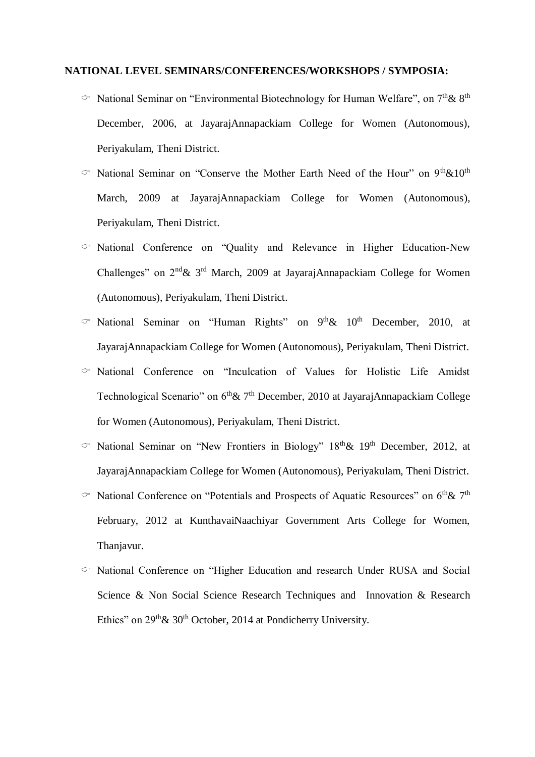**NATIONAL LEVEL SEMINARS/CONFERENCES/WORKSHOPS / SYMPOSIA:**

- National Seminar on "Environmental Biotechnology for Human Welfare", on 7th& 8th December, 2006, at JayarajAnnapackiam College for Women (Autonomous), Periyakulam, Theni District.
- National Seminar on "Conserve the Mother Earth Need of the Hour" on 9th&10th March, 2009 at JayarajAnnapackiam College for Women (Autonomous), Periyakulam, Theni District.
- National Conference on "Quality and Relevance in Higher Education-New Challenges" on 2nd& 3rd March, 2009 at JayarajAnnapackiam College for Women (Autonomous), Periyakulam, Theni District.
- National Seminar on "Human Rights" on 9th& 10th December, 2010, at JayarajAnnapackiam College for Women (Autonomous), Periyakulam, Theni District.
- National Conference on "Inculcation of Values for Holistic Life Amidst Technological Scenario" on 6th& 7th December, 2010 at JayarajAnnapackiam College for Women (Autonomous), Periyakulam, Theni District.
- National Seminar on "New Frontiers in Biology" 18th& 19th December, 2012, at JayarajAnnapackiam College for Women (Autonomous), Periyakulam, Theni District.
- National Conference on "Potentials and Prospects of Aquatic Resources" on 6th& 7th February, 2012 at KunthavaiNaachiyar Government Arts College for Women, Thanjavur.
- National Conference on "Higher Education and research Under RUSA and Social Science & Non Social Science Research Techniques and Innovation & Research Ethics" on 29th& 30th October, 2014 at Pondicherry University.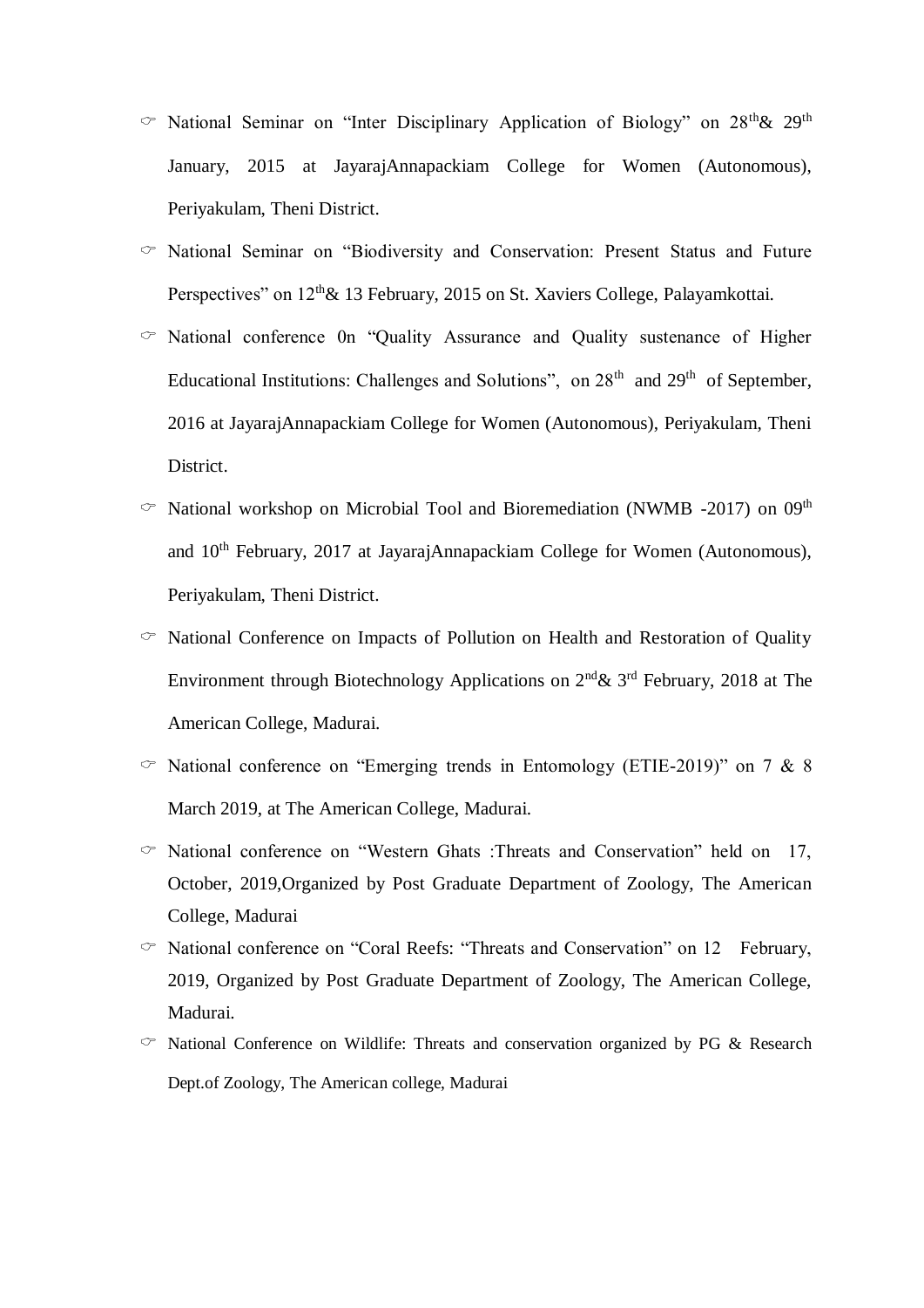- National Seminar on "Inter Disciplinary Application of Biology" on 28$^{th}$& 29$^{th}$ January, 2015 at JayarajAnnapackiam College for Women (Autonomous), Periyakulam, Theni District.
- National Seminar on "Biodiversity and Conservation: Present Status and Future Perspectives" on 12$^{th}$& 13 February, 2015 on St. Xaviers College, Palayamkottai.
- National conference 0n "Quality Assurance and Quality sustenance of Higher Educational Institutions: Challenges and Solutions", on 28$^{th}$ and 29$^{th}$ of September, 2016 at JayarajAnnapackiam College for Women (Autonomous), Periyakulam, Theni District.
- National workshop on Microbial Tool and Bioremediation (NWMB -2017) on 09$^{th}$ and 10$^{th}$ February, 2017 at JayarajAnnapackiam College for Women (Autonomous), Periyakulam, Theni District.
- National Conference on Impacts of Pollution on Health and Restoration of Quality Environment through Biotechnology Applications on 2$^{nd}$& 3$^{rd}$ February, 2018 at The American College, Madurai.
- National conference on "Emerging trends in Entomology (ETIE-2019)" on 7 & 8 March 2019, at The American College, Madurai.
- National conference on "Western Ghats :Threats and Conservation" held on 17, October, 2019,Organized by Post Graduate Department of Zoology, The American College, Madurai
- National conference on "Coral Reefs: "Threats and Conservation" on 12 February, 2019, Organized by Post Graduate Department of Zoology, The American College, Madurai.
- National Conference on Wildlife: Threats and conservation organized by PG & Research Dept.of Zoology, The American college, Madurai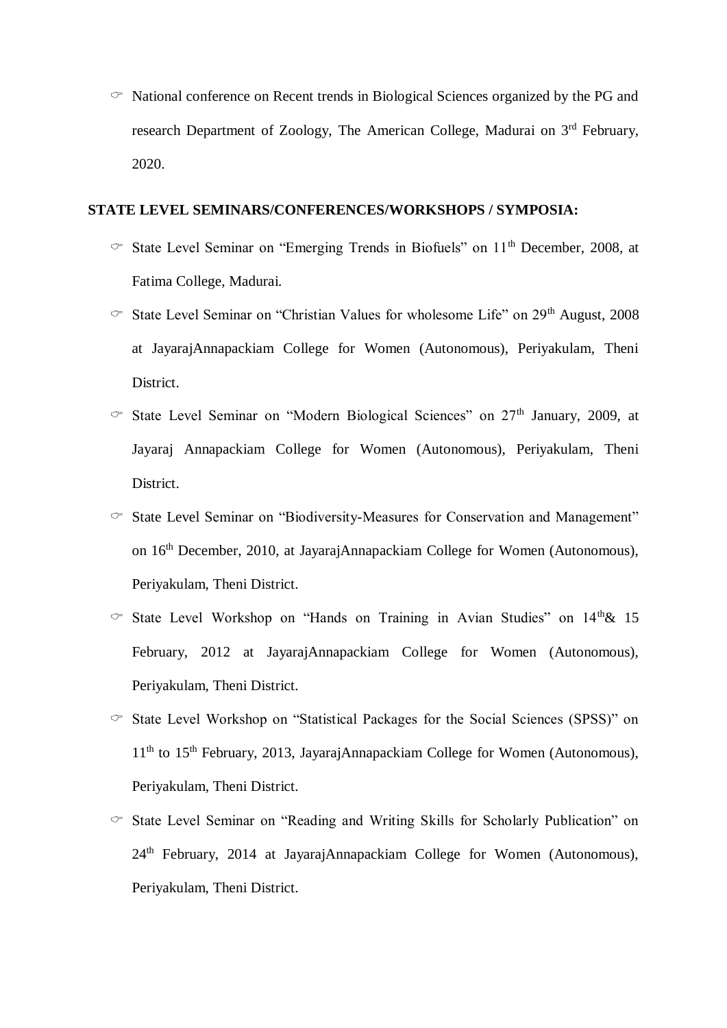- National conference on Recent trends in Biological Sciences organized by the PG and research Department of Zoology, The American College, Madurai on 3rd February, 2020.

**STATE LEVEL SEMINARS/CONFERENCES/WORKSHOPS / SYMPOSIA:**

- State Level Seminar on "Emerging Trends in Biofuels" on 11th December, 2008, at Fatima College, Madurai.
- State Level Seminar on "Christian Values for wholesome Life" on 29th August, 2008 at JayarajAnnapackiam College for Women (Autonomous), Periyakulam, Theni District.
- State Level Seminar on "Modern Biological Sciences" on 27th January, 2009, at Jayaraj Annapackiam College for Women (Autonomous), Periyakulam, Theni District.
- State Level Seminar on "Biodiversity-Measures for Conservation and Management" on 16th December, 2010, at JayarajAnnapackiam College for Women (Autonomous), Periyakulam, Theni District.
- State Level Workshop on "Hands on Training in Avian Studies" on 14th& 15 February, 2012 at JayarajAnnapackiam College for Women (Autonomous), Periyakulam, Theni District.
- State Level Workshop on "Statistical Packages for the Social Sciences (SPSS)" on 11th to 15th February, 2013, JayarajAnnapackiam College for Women (Autonomous), Periyakulam, Theni District.
- State Level Seminar on "Reading and Writing Skills for Scholarly Publication" on 24th February, 2014 at JayarajAnnapackiam College for Women (Autonomous), Periyakulam, Theni District.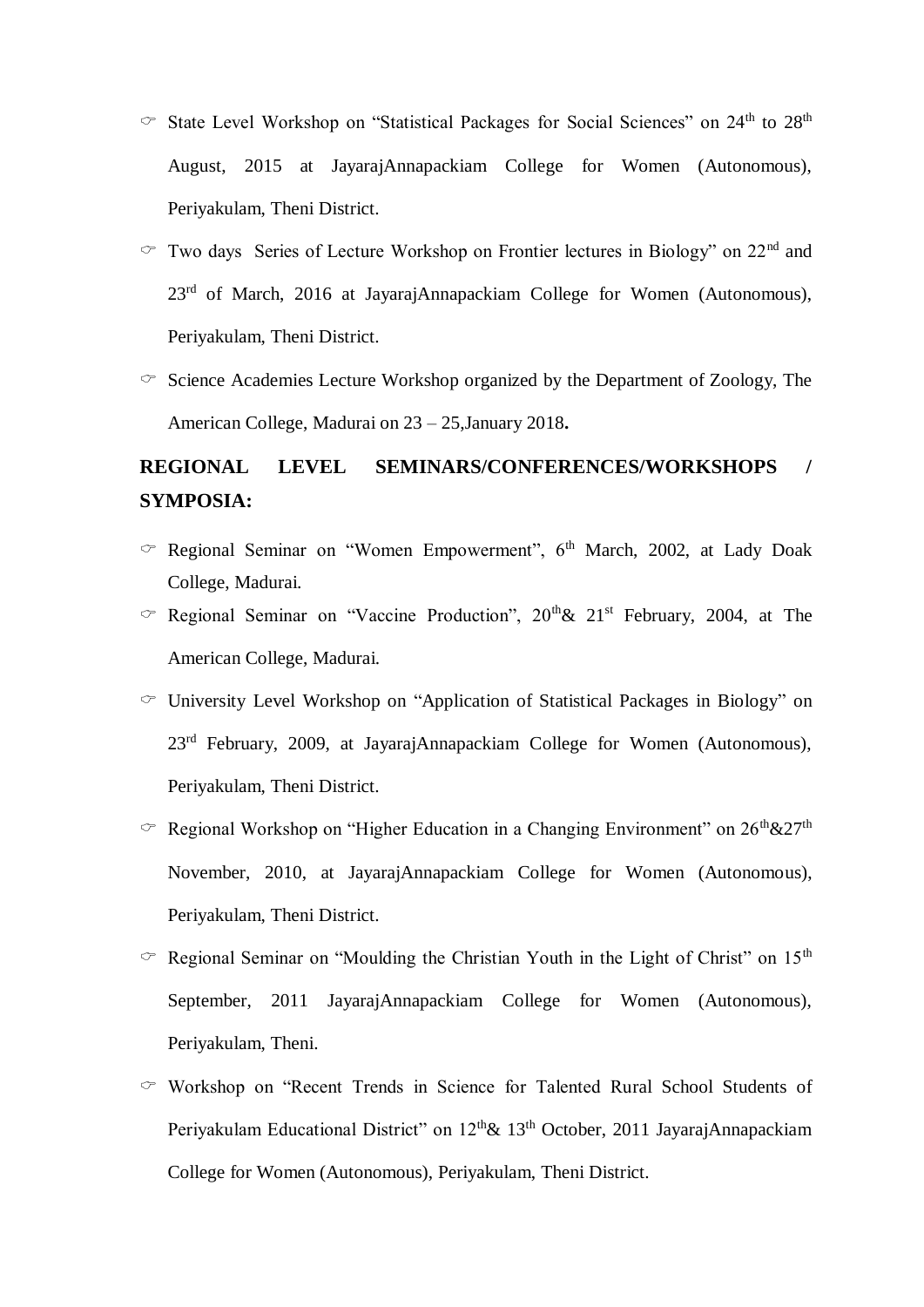- State Level Workshop on "Statistical Packages for Social Sciences" on 24th to 28th August, 2015 at JayarajAnnapackiam College for Women (Autonomous), Periyakulam, Theni District.
- Two days Series of Lecture Workshop on Frontier lectures in Biology" on 22nd and 23rd of March, 2016 at JayarajAnnapackiam College for Women (Autonomous), Periyakulam, Theni District.
- Science Academies Lecture Workshop organized by the Department of Zoology, The American College, Madurai on 23 – 25,January 2018**.**

**REGIONAL LEVEL SEMINARS/CONFERENCES/WORKSHOPS / SYMPOSIA:**

- Regional Seminar on "Women Empowerment", 6th March, 2002, at Lady Doak College, Madurai.
- Regional Seminar on "Vaccine Production", 20th& 21st February, 2004, at The American College, Madurai.
- University Level Workshop on "Application of Statistical Packages in Biology" on 23rd February, 2009, at JayarajAnnapackiam College for Women (Autonomous), Periyakulam, Theni District.
- Regional Workshop on "Higher Education in a Changing Environment" on 26th&27th November, 2010, at JayarajAnnapackiam College for Women (Autonomous), Periyakulam, Theni District.
- Regional Seminar on "Moulding the Christian Youth in the Light of Christ" on 15th September, 2011 JayarajAnnapackiam College for Women (Autonomous), Periyakulam, Theni.
- Workshop on "Recent Trends in Science for Talented Rural School Students of Periyakulam Educational District" on 12th& 13th October, 2011 JayarajAnnapackiam College for Women (Autonomous), Periyakulam, Theni District.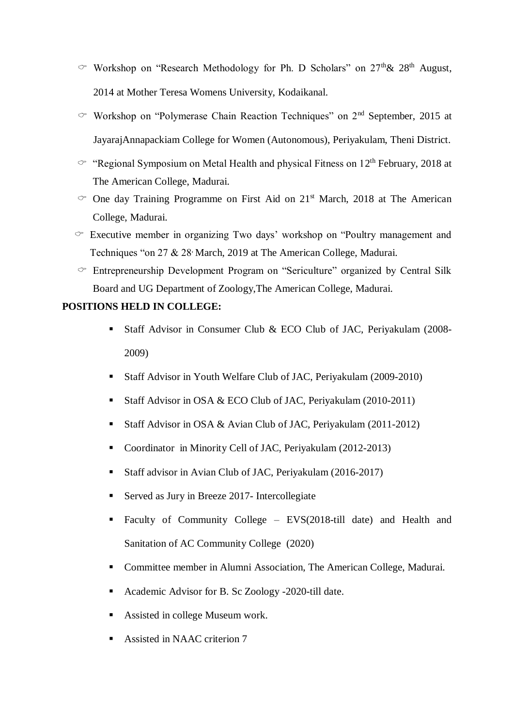- Workshop on "Research Methodology for Ph. D Scholars" on 27th& 28th August, 2014 at Mother Teresa Womens University, Kodaikanal.
- Workshop on "Polymerase Chain Reaction Techniques" on 2nd September, 2015 at JayarajAnnapackiam College for Women (Autonomous), Periyakulam, Theni District.
- "Regional Symposium on Metal Health and physical Fitness on 12th February, 2018 at The American College, Madurai.
- One day Training Programme on First Aid on 21st March, 2018 at The American College, Madurai.
- Executive member in organizing Two days' workshop on "Poultry management and Techniques "on 27 & 28, March, 2019 at The American College, Madurai.
- Entrepreneurship Development Program on "Sericulture" organized by Central Silk Board and UG Department of Zoology,The American College, Madurai.

**POSITIONS HELD IN COLLEGE:**

- Staff Advisor in Consumer Club & ECO Club of JAC, Periyakulam (2008-2009)
- Staff Advisor in Youth Welfare Club of JAC, Periyakulam (2009-2010)
- Staff Advisor in OSA & ECO Club of JAC, Periyakulam (2010-2011)
- Staff Advisor in OSA & Avian Club of JAC, Periyakulam (2011-2012)
- Coordinator in Minority Cell of JAC, Periyakulam (2012-2013)
- Staff advisor in Avian Club of JAC, Periyakulam (2016-2017)
- Served as Jury in Breeze 2017- Intercollegiate
- Faculty of Community College – EVS(2018-till date) and Health and Sanitation of AC Community College (2020)
- Committee member in Alumni Association, The American College, Madurai.
- Academic Advisor for B. Sc Zoology -2020-till date.
- Assisted in college Museum work.
- Assisted in NAAC criterion 7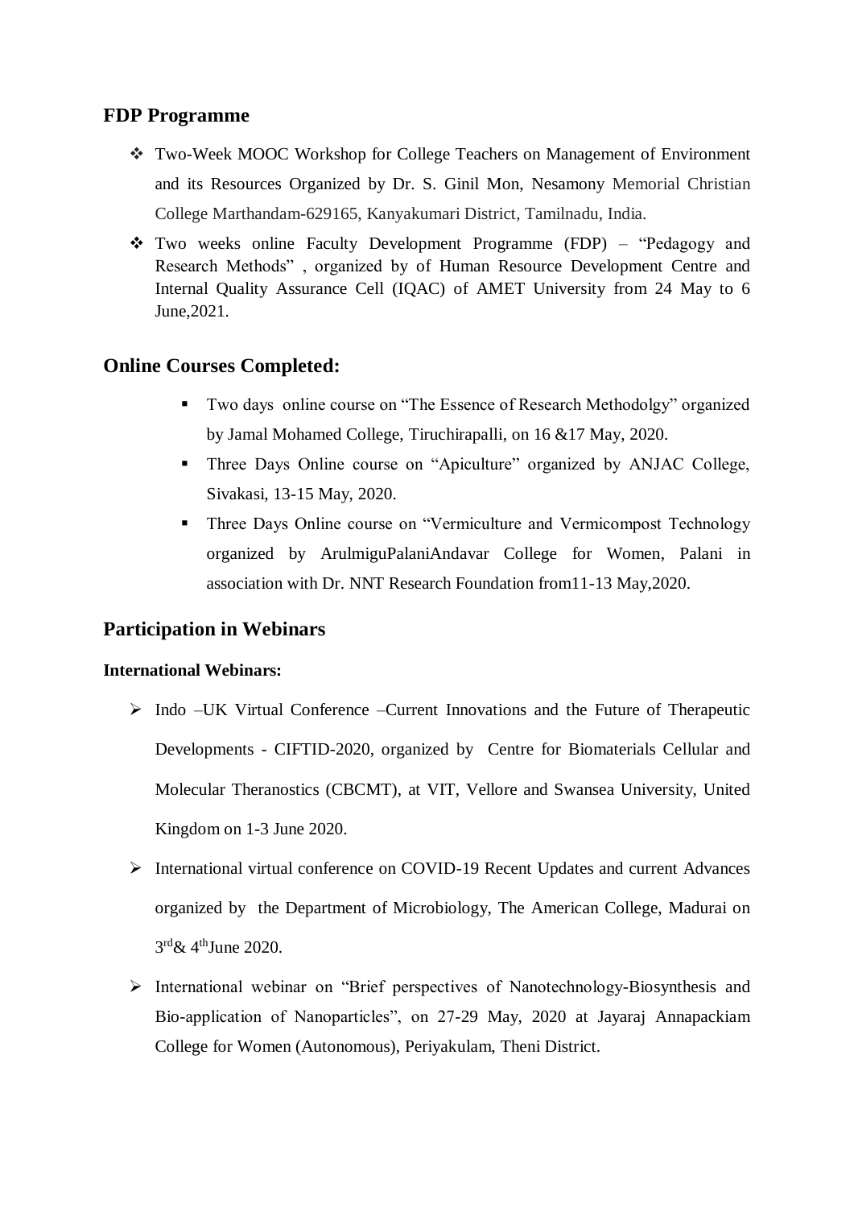## FDP Programme

- Two-Week MOOC Workshop for College Teachers on Management of Environment and its Resources Organized by Dr. S. Ginil Mon, Nesamony Memorial Christian College Marthandam-629165, Kanyakumari District, Tamilnadu, India.
- Two weeks online Faculty Development Programme (FDP) – "Pedagogy and Research Methods" , organized by of Human Resource Development Centre and Internal Quality Assurance Cell (IQAC) of AMET University from 24 May to 6 June,2021.

## Online Courses Completed:

- Two days online course on "The Essence of Research Methodolgy" organized by Jamal Mohamed College, Tiruchirapalli, on 16 &17 May, 2020.
- Three Days Online course on "Apiculture" organized by ANJAC College, Sivakasi, 13-15 May, 2020.
- Three Days Online course on "Vermiculture and Vermicompost Technology organized by ArulmiguPalaniAndavar College for Women, Palani in association with Dr. NNT Research Foundation from11-13 May,2020.

## Participation in Webinars

**International Webinars:**

- Indo –UK Virtual Conference –Current Innovations and the Future of Therapeutic Developments - CIFTID-2020, organized by Centre for Biomaterials Cellular and Molecular Theranostics (CBCMT), at VIT, Vellore and Swansea University, United Kingdom on 1-3 June 2020.
- International virtual conference on COVID-19 Recent Updates and current Advances organized by the Department of Microbiology, The American College, Madurai on 3rd& 4thJune 2020.
- International webinar on "Brief perspectives of Nanotechnology-Biosynthesis and Bio-application of Nanoparticles", on 27-29 May, 2020 at Jayaraj Annapackiam College for Women (Autonomous), Periyakulam, Theni District.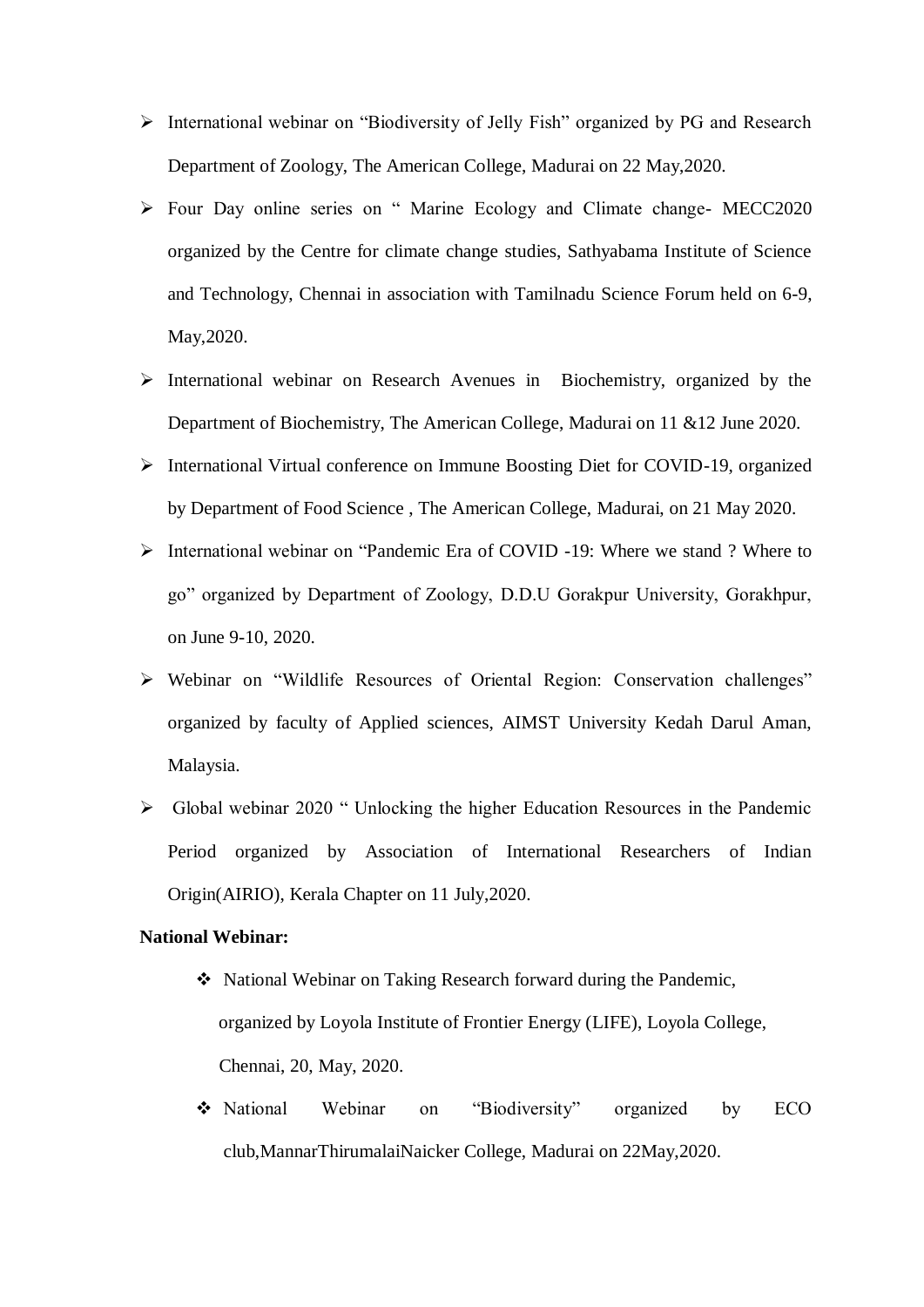- International webinar on "Biodiversity of Jelly Fish" organized by PG and Research Department of Zoology, The American College, Madurai on 22 May,2020.
- Four Day online series on " Marine Ecology and Climate change- MECC2020 organized by the Centre for climate change studies, Sathyabama Institute of Science and Technology, Chennai in association with Tamilnadu Science Forum held on 6-9, May,2020.
- International webinar on Research Avenues in Biochemistry, organized by the Department of Biochemistry, The American College, Madurai on 11 &12 June 2020.
- International Virtual conference on Immune Boosting Diet for COVID-19, organized by Department of Food Science , The American College, Madurai, on 21 May 2020.
- International webinar on "Pandemic Era of COVID -19: Where we stand ? Where to go" organized by Department of Zoology, D.D.U Gorakpur University, Gorakhpur, on June 9-10, 2020.
- Webinar on "Wildlife Resources of Oriental Region: Conservation challenges" organized by faculty of Applied sciences, AIMST University Kedah Darul Aman, Malaysia.
- Global webinar 2020 " Unlocking the higher Education Resources in the Pandemic Period organized by Association of International Researchers of Indian Origin(AIRIO), Kerala Chapter on 11 July,2020.

**National Webinar:**

- National Webinar on Taking Research forward during the Pandemic, organized by Loyola Institute of Frontier Energy (LIFE), Loyola College, Chennai, 20, May, 2020.
- National Webinar on "Biodiversity" organized by ECO club,MannarThirumalaiNaicker College, Madurai on 22May,2020.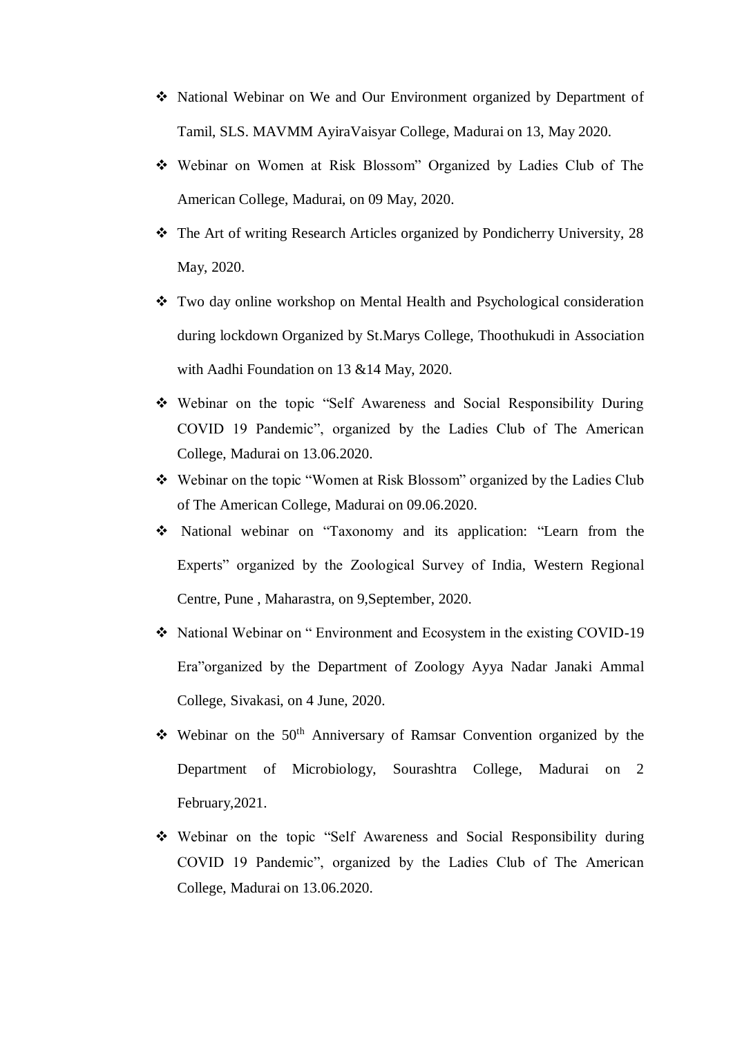- National Webinar on We and Our Environment organized by Department of Tamil, SLS. MAVMM AyiraVaisyar College, Madurai on 13, May 2020.
- Webinar on Women at Risk Blossom" Organized by Ladies Club of The American College, Madurai, on 09 May, 2020.
- The Art of writing Research Articles organized by Pondicherry University, 28 May, 2020.
- Two day online workshop on Mental Health and Psychological consideration during lockdown Organized by St.Marys College, Thoothukudi in Association with Aadhi Foundation on 13 &14 May, 2020.
- Webinar on the topic "Self Awareness and Social Responsibility During COVID 19 Pandemic", organized by the Ladies Club of The American College, Madurai on 13.06.2020.
- Webinar on the topic "Women at Risk Blossom" organized by the Ladies Club of The American College, Madurai on 09.06.2020.
- National webinar on "Taxonomy and its application: "Learn from the Experts" organized by the Zoological Survey of India, Western Regional Centre, Pune , Maharastra, on 9,September, 2020.
- National Webinar on " Environment and Ecosystem in the existing COVID-19 Era"organized by the Department of Zoology Ayya Nadar Janaki Ammal College, Sivakasi, on 4 June, 2020.
- Webinar on the 50th Anniversary of Ramsar Convention organized by the Department of Microbiology, Sourashtra College, Madurai on 2 February,2021.
- Webinar on the topic "Self Awareness and Social Responsibility during COVID 19 Pandemic", organized by the Ladies Club of The American College, Madurai on 13.06.2020.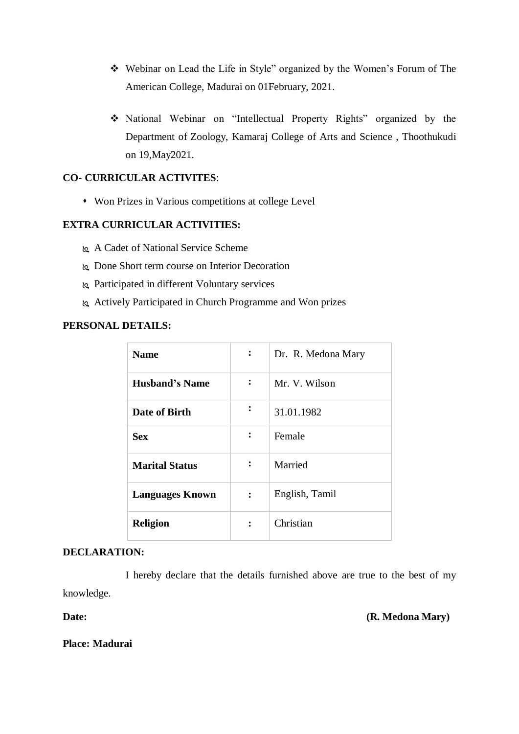- ❖ Webinar on Lead the Life in Style" organized by the Women's Forum of The American College, Madurai on 01February, 2021.

- ❖ National Webinar on "Intellectual Property Rights" organized by the Department of Zoology, Kamaraj College of Arts and Science , Thoothukudi on 19,May2021.

**CO- CURRICULAR ACTIVITES**:

- Won Prizes in Various competitions at college Level

**EXTRA CURRICULAR ACTIVITIES:**

- A Cadet of National Service Scheme
- Done Short term course on Interior Decoration
- Participated in different Voluntary services
- Actively Participated in Church Programme and Won prizes

**PERSONAL DETAILS:**

| | | |
|---|---|---|
| **Name** | : | Dr. R. Medona Mary |
| **Husband's Name** | : | Mr. V. Wilson |
| **Date of Birth** | : | 31.01.1982 |
| **Sex** | : | Female |
| **Marital Status** | : | Married |
| **Languages Known** | : | English, Tamil |
| **Religion** | : | Christian |

**DECLARATION:**

I hereby declare that the details furnished above are true to the best of my knowledge.

**Date:** **(R. Medona Mary)**

**Place: Madurai**